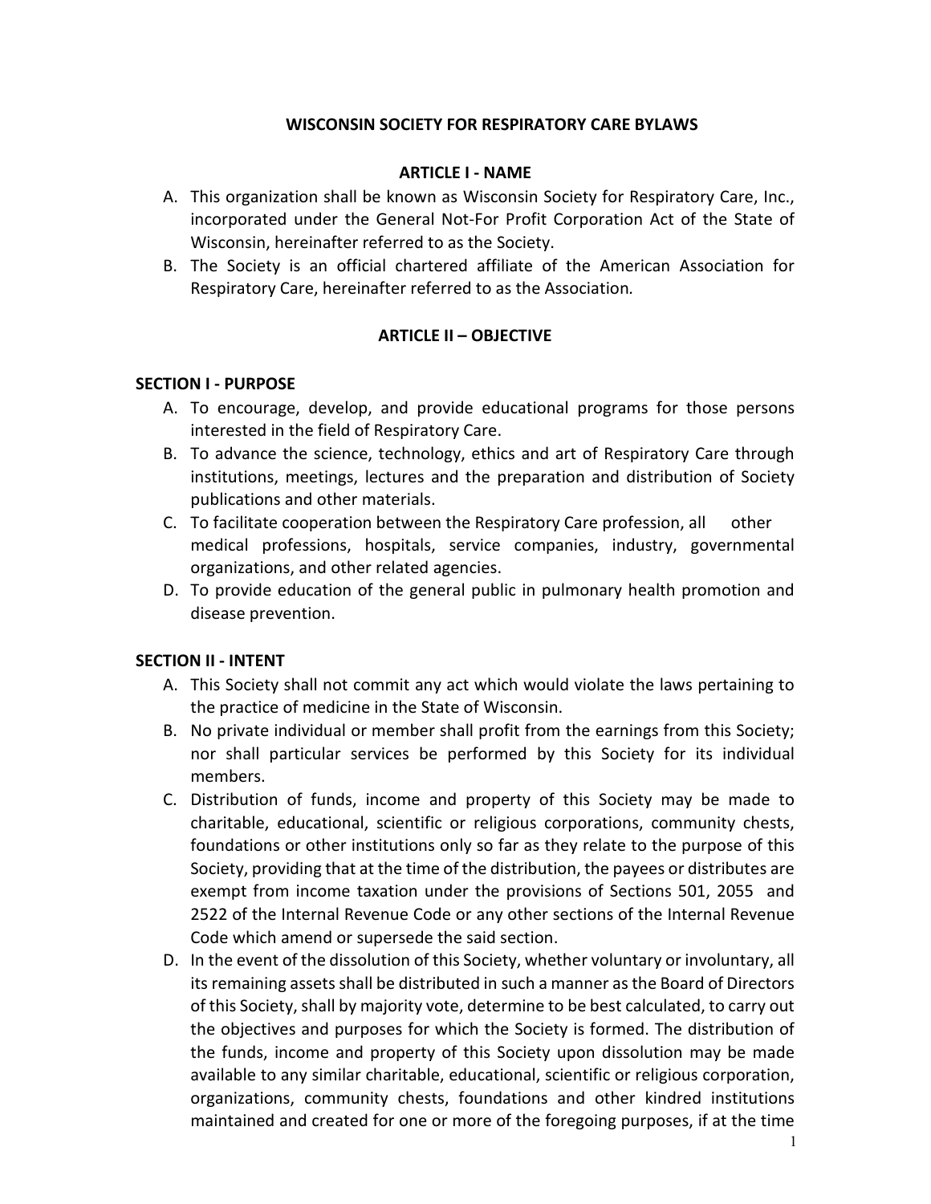# WISCONSIN SOCIETY FOR RESPIRATORY CARE BYLAWS

## ARTICLE I - NAME

A. This organization shall be known as Wisconsin Society for Respiratory Care, Inc., incorporated under the General Not-For Profit Corporation Act of the State of Wisconsin, hereinafter referred to as the Society.
B. The Society is an official chartered affiliate of the American Association for Respiratory Care, hereinafter referred to as the Association.

## ARTICLE II – OBJECTIVE

### SECTION I - PURPOSE

A. To encourage, develop, and provide educational programs for those persons interested in the field of Respiratory Care.
B. To advance the science, technology, ethics and art of Respiratory Care through institutions, meetings, lectures and the preparation and distribution of Society publications and other materials.
C. To facilitate cooperation between the Respiratory Care profession, all other medical professions, hospitals, service companies, industry, governmental organizations, and other related agencies.
D. To provide education of the general public in pulmonary health promotion and disease prevention.

### SECTION II - INTENT

A. This Society shall not commit any act which would violate the laws pertaining to the practice of medicine in the State of Wisconsin.
B. No private individual or member shall profit from the earnings from this Society; nor shall particular services be performed by this Society for its individual members.
C. Distribution of funds, income and property of this Society may be made to charitable, educational, scientific or religious corporations, community chests, foundations or other institutions only so far as they relate to the purpose of this Society, providing that at the time of the distribution, the payees or distributes are exempt from income taxation under the provisions of Sections 501, 2055 and 2522 of the Internal Revenue Code or any other sections of the Internal Revenue Code which amend or supersede the said section.
D. In the event of the dissolution of this Society, whether voluntary or involuntary, all its remaining assets shall be distributed in such a manner as the Board of Directors of this Society, shall by majority vote, determine to be best calculated, to carry out the objectives and purposes for which the Society is formed. The distribution of the funds, income and property of this Society upon dissolution may be made available to any similar charitable, educational, scientific or religious corporation, organizations, community chests, foundations and other kindred institutions maintained and created for one or more of the foregoing purposes, if at the time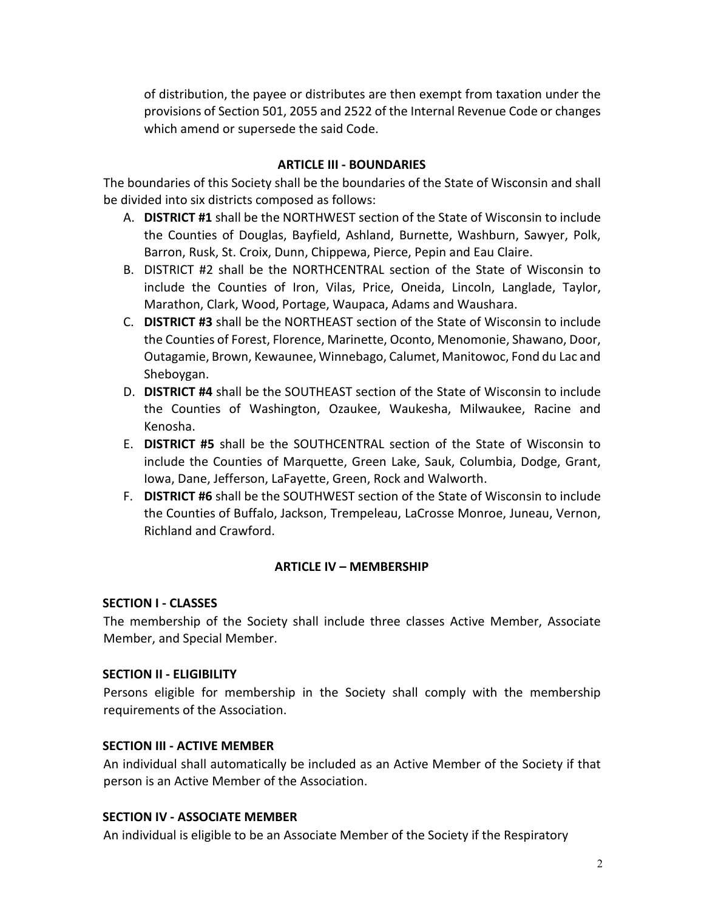of distribution, the payee or distributes are then exempt from taxation under the provisions of Section 501, 2055 and 2522 of the Internal Revenue Code or changes which amend or supersede the said Code.

## ARTICLE III - BOUNDARIES

The boundaries of this Society shall be the boundaries of the State of Wisconsin and shall be divided into six districts composed as follows:

A. **DISTRICT #1** shall be the NORTHWEST section of the State of Wisconsin to include the Counties of Douglas, Bayfield, Ashland, Burnette, Washburn, Sawyer, Polk, Barron, Rusk, St. Croix, Dunn, Chippewa, Pierce, Pepin and Eau Claire.
B. DISTRICT #2 shall be the NORTHCENTRAL section of the State of Wisconsin to include the Counties of Iron, Vilas, Price, Oneida, Lincoln, Langlade, Taylor, Marathon, Clark, Wood, Portage, Waupaca, Adams and Waushara.
C. **DISTRICT #3** shall be the NORTHEAST section of the State of Wisconsin to include the Counties of Forest, Florence, Marinette, Oconto, Menomonie, Shawano, Door, Outagamie, Brown, Kewaunee, Winnebago, Calumet, Manitowoc, Fond du Lac and Sheboygan.
D. **DISTRICT #4** shall be the SOUTHEAST section of the State of Wisconsin to include the Counties of Washington, Ozaukee, Waukesha, Milwaukee, Racine and Kenosha.
E. **DISTRICT #5** shall be the SOUTHCENTRAL section of the State of Wisconsin to include the Counties of Marquette, Green Lake, Sauk, Columbia, Dodge, Grant, Iowa, Dane, Jefferson, LaFayette, Green, Rock and Walworth.
F. **DISTRICT #6** shall be the SOUTHWEST section of the State of Wisconsin to include the Counties of Buffalo, Jackson, Trempeleau, LaCrosse Monroe, Juneau, Vernon, Richland and Crawford.

## ARTICLE IV – MEMBERSHIP

### SECTION I - CLASSES

The membership of the Society shall include three classes Active Member, Associate Member, and Special Member.

### SECTION II - ELIGIBILITY

Persons eligible for membership in the Society shall comply with the membership requirements of the Association.

### SECTION III - ACTIVE MEMBER

An individual shall automatically be included as an Active Member of the Society if that person is an Active Member of the Association.

### SECTION IV - ASSOCIATE MEMBER

An individual is eligible to be an Associate Member of the Society if the Respiratory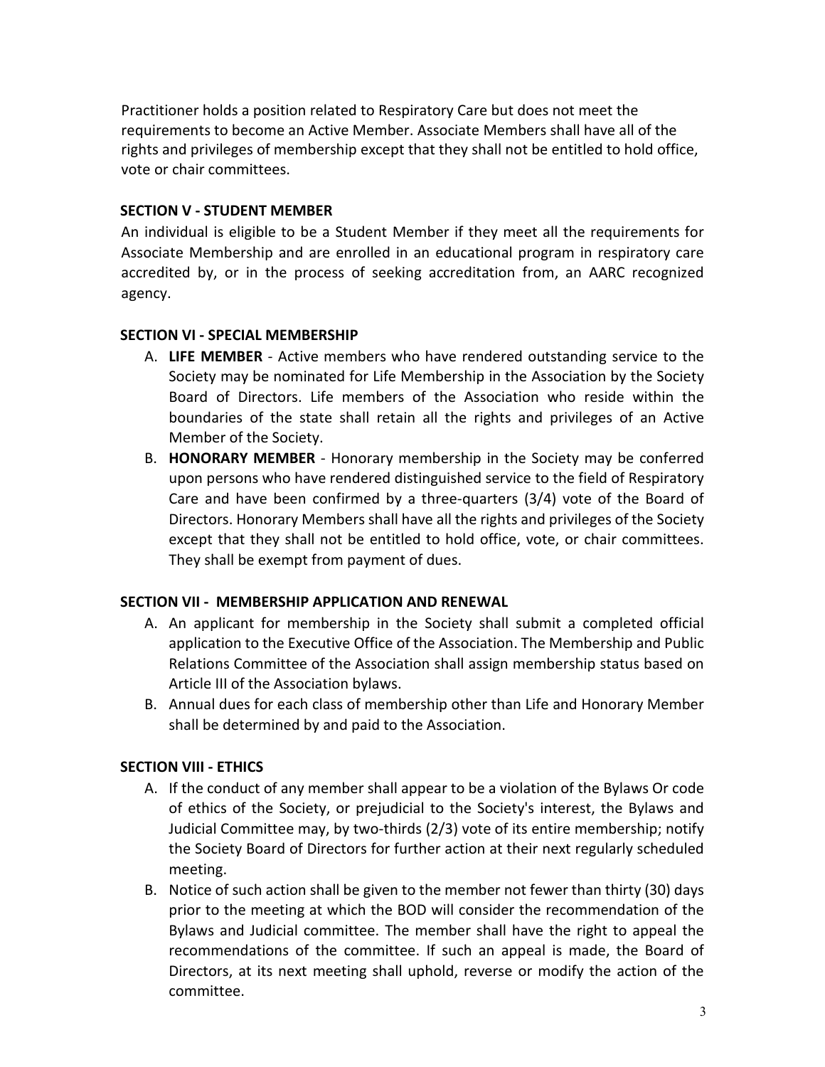Practitioner holds a position related to Respiratory Care but does not meet the requirements to become an Active Member. Associate Members shall have all of the rights and privileges of membership except that they shall not be entitled to hold office, vote or chair committees.

**SECTION V - STUDENT MEMBER**

An individual is eligible to be a Student Member if they meet all the requirements for Associate Membership and are enrolled in an educational program in respiratory care accredited by, or in the process of seeking accreditation from, an AARC recognized agency.

**SECTION VI - SPECIAL MEMBERSHIP**

A. **LIFE MEMBER** - Active members who have rendered outstanding service to the Society may be nominated for Life Membership in the Association by the Society Board of Directors. Life members of the Association who reside within the boundaries of the state shall retain all the rights and privileges of an Active Member of the Society.
B. **HONORARY MEMBER** - Honorary membership in the Society may be conferred upon persons who have rendered distinguished service to the field of Respiratory Care and have been confirmed by a three-quarters (3/4) vote of the Board of Directors. Honorary Members shall have all the rights and privileges of the Society except that they shall not be entitled to hold office, vote, or chair committees. They shall be exempt from payment of dues.

**SECTION VII - MEMBERSHIP APPLICATION AND RENEWAL**

A. An applicant for membership in the Society shall submit a completed official application to the Executive Office of the Association. The Membership and Public Relations Committee of the Association shall assign membership status based on Article III of the Association bylaws.
B. Annual dues for each class of membership other than Life and Honorary Member shall be determined by and paid to the Association.

**SECTION VIII - ETHICS**

A. If the conduct of any member shall appear to be a violation of the Bylaws Or code of ethics of the Society, or prejudicial to the Society's interest, the Bylaws and Judicial Committee may, by two-thirds (2/3) vote of its entire membership; notify the Society Board of Directors for further action at their next regularly scheduled meeting.
B. Notice of such action shall be given to the member not fewer than thirty (30) days prior to the meeting at which the BOD will consider the recommendation of the Bylaws and Judicial committee. The member shall have the right to appeal the recommendations of the committee. If such an appeal is made, the Board of Directors, at its next meeting shall uphold, reverse or modify the action of the committee.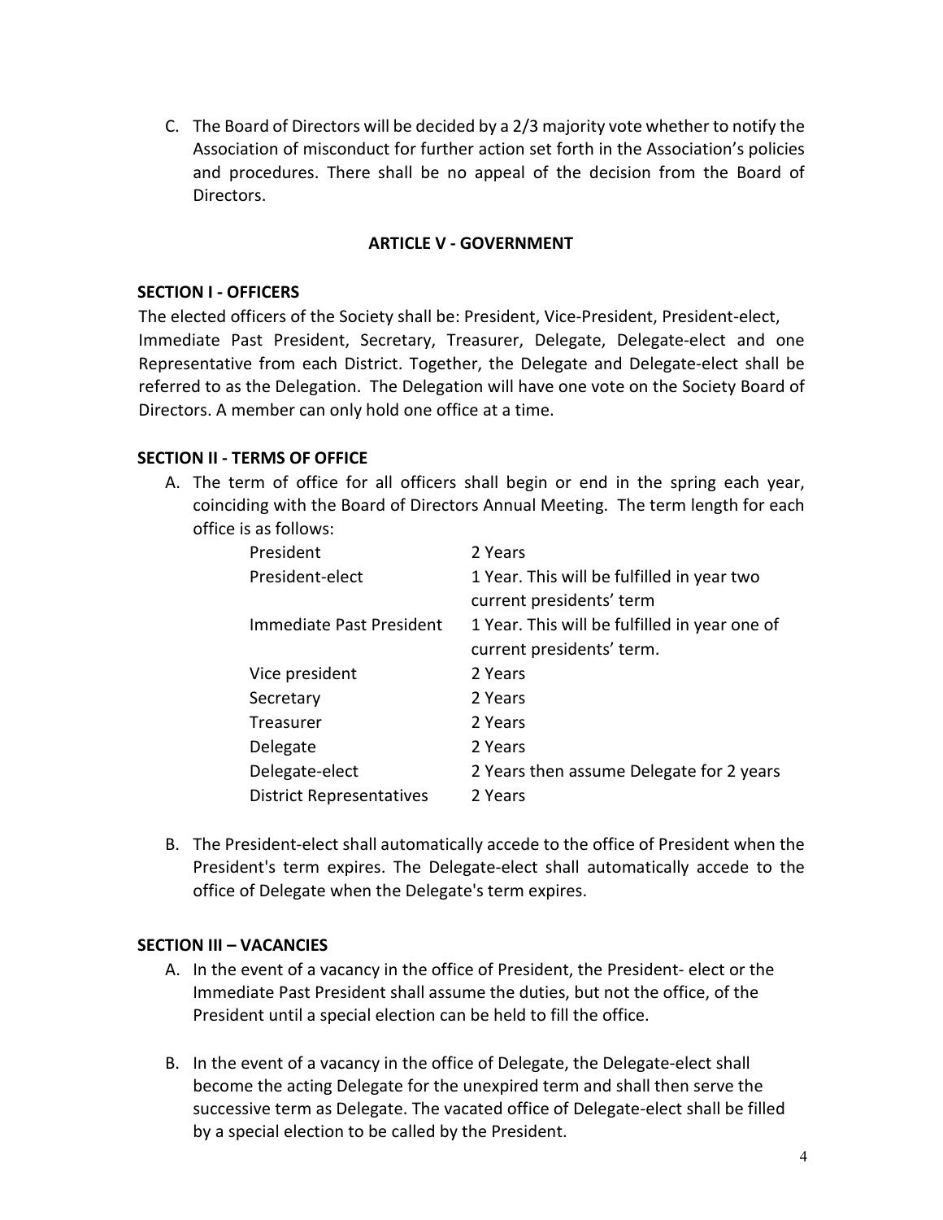C. The Board of Directors will be decided by a 2/3 majority vote whether to notify the Association of misconduct for further action set forth in the Association's policies and procedures. There shall be no appeal of the decision from the Board of Directors.

## ARTICLE V - GOVERNMENT

### SECTION I - OFFICERS

The elected officers of the Society shall be: President, Vice-President, President-elect, Immediate Past President, Secretary, Treasurer, Delegate, Delegate-elect and one Representative from each District. Together, the Delegate and Delegate-elect shall be referred to as the Delegation. The Delegation will have one vote on the Society Board of Directors. A member can only hold one office at a time.

### SECTION II - TERMS OF OFFICE

A. The term of office for all officers shall begin or end in the spring each year, coinciding with the Board of Directors Annual Meeting. The term length for each office is as follows:

| | |
|---|---|
| President | 2 Years |
| President-elect | 1 Year. This will be fulfilled in year two current presidents' term |
| Immediate Past President | 1 Year. This will be fulfilled in year one of current presidents' term. |
| Vice president | 2 Years |
| Secretary | 2 Years |
| Treasurer | 2 Years |
| Delegate | 2 Years |
| Delegate-elect | 2 Years then assume Delegate for 2 years |
| District Representatives | 2 Years |

B. The President-elect shall automatically accede to the office of President when the President's term expires. The Delegate-elect shall automatically accede to the office of Delegate when the Delegate's term expires.

### SECTION III – VACANCIES

A. In the event of a vacancy in the office of President, the President- elect or the Immediate Past President shall assume the duties, but not the office, of the President until a special election can be held to fill the office.

B. In the event of a vacancy in the office of Delegate, the Delegate-elect shall become the acting Delegate for the unexpired term and shall then serve the successive term as Delegate. The vacated office of Delegate-elect shall be filled by a special election to be called by the President.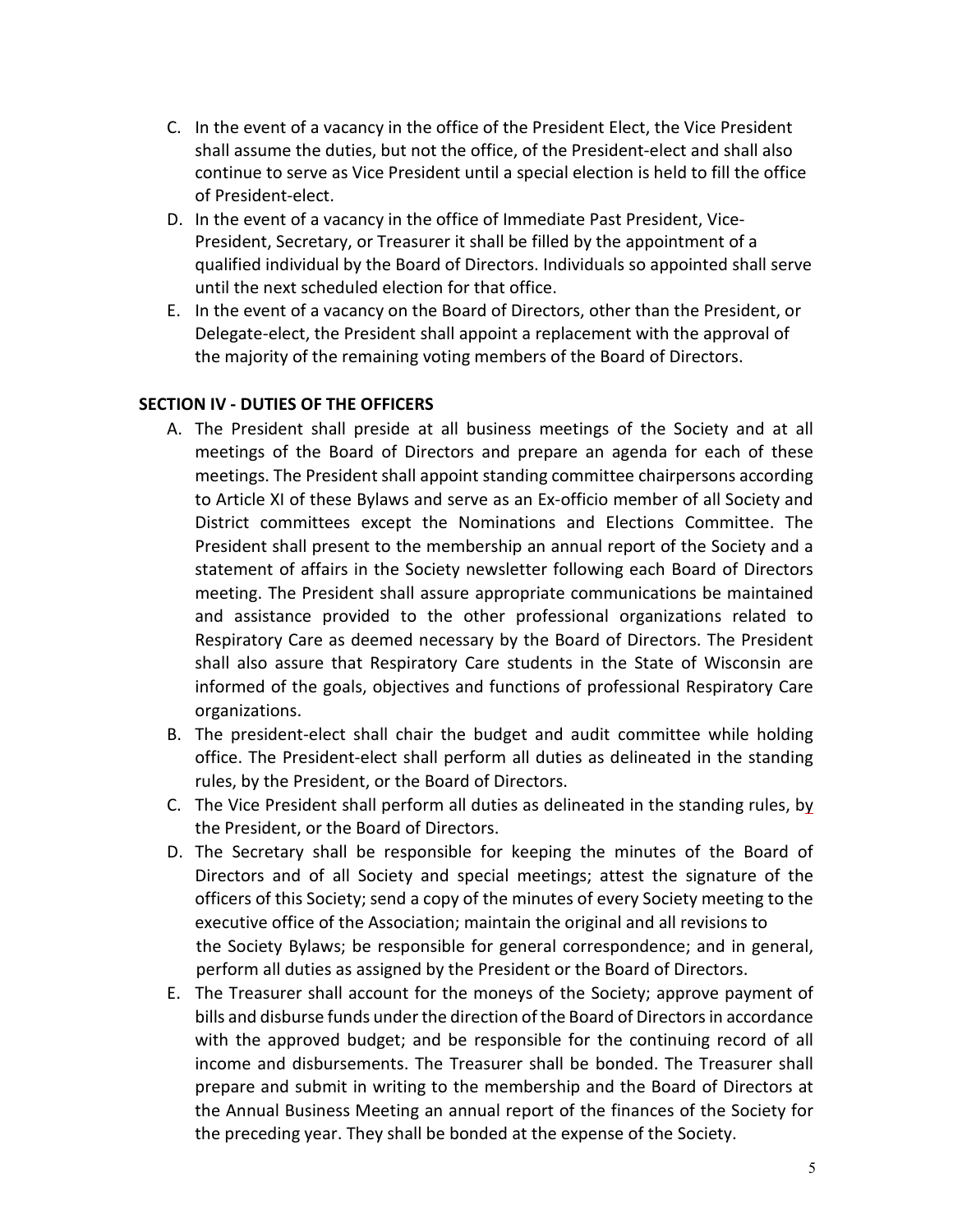C. In the event of a vacancy in the office of the President Elect, the Vice President shall assume the duties, but not the office, of the President-elect and shall also continue to serve as Vice President until a special election is held to fill the office of President-elect.

D. In the event of a vacancy in the office of Immediate Past President, Vice-President, Secretary, or Treasurer it shall be filled by the appointment of a qualified individual by the Board of Directors. Individuals so appointed shall serve until the next scheduled election for that office.

E. In the event of a vacancy on the Board of Directors, other than the President, or Delegate-elect, the President shall appoint a replacement with the approval of the majority of the remaining voting members of the Board of Directors.

**SECTION IV - DUTIES OF THE OFFICERS**

A. The President shall preside at all business meetings of the Society and at all meetings of the Board of Directors and prepare an agenda for each of these meetings. The President shall appoint standing committee chairpersons according to Article XI of these Bylaws and serve as an Ex-officio member of all Society and District committees except the Nominations and Elections Committee. The President shall present to the membership an annual report of the Society and a statement of affairs in the Society newsletter following each Board of Directors meeting. The President shall assure appropriate communications be maintained and assistance provided to the other professional organizations related to Respiratory Care as deemed necessary by the Board of Directors. The President shall also assure that Respiratory Care students in the State of Wisconsin are informed of the goals, objectives and functions of professional Respiratory Care organizations.

B. The president-elect shall chair the budget and audit committee while holding office. The President-elect shall perform all duties as delineated in the standing rules, by the President, or the Board of Directors.

C. The Vice President shall perform all duties as delineated in the standing rules, by the President, or the Board of Directors.

D. The Secretary shall be responsible for keeping the minutes of the Board of Directors and of all Society and special meetings; attest the signature of the officers of this Society; send a copy of the minutes of every Society meeting to the executive office of the Association; maintain the original and all revisions to the Society Bylaws; be responsible for general correspondence; and in general, perform all duties as assigned by the President or the Board of Directors.

E. The Treasurer shall account for the moneys of the Society; approve payment of bills and disburse funds under the direction of the Board of Directors in accordance with the approved budget; and be responsible for the continuing record of all income and disbursements. The Treasurer shall be bonded. The Treasurer shall prepare and submit in writing to the membership and the Board of Directors at the Annual Business Meeting an annual report of the finances of the Society for the preceding year. They shall be bonded at the expense of the Society.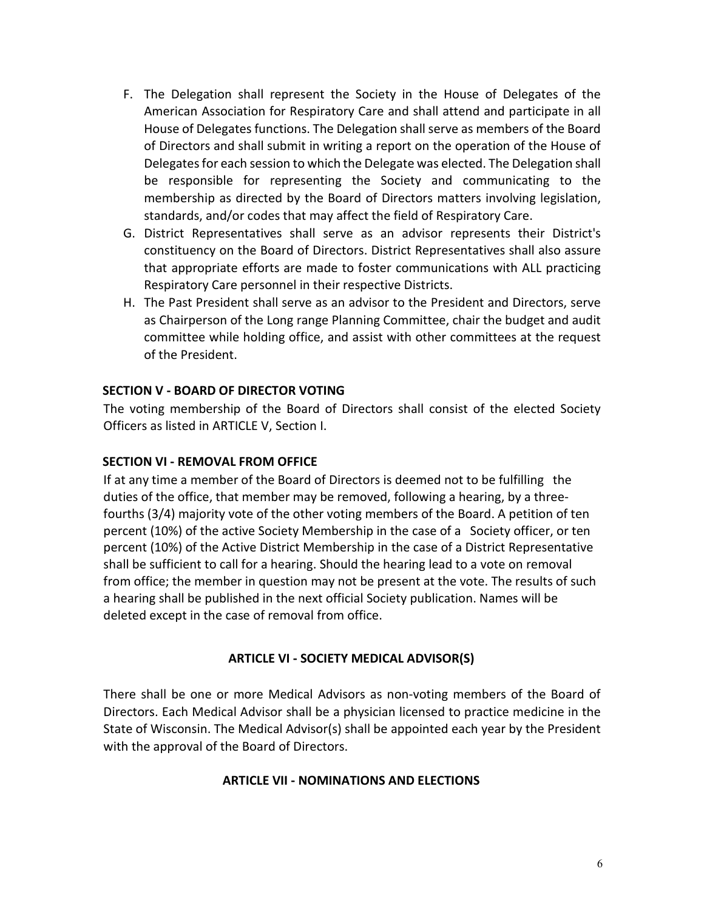F. The Delegation shall represent the Society in the House of Delegates of the American Association for Respiratory Care and shall attend and participate in all House of Delegates functions. The Delegation shall serve as members of the Board of Directors and shall submit in writing a report on the operation of the House of Delegates for each session to which the Delegate was elected. The Delegation shall be responsible for representing the Society and communicating to the membership as directed by the Board of Directors matters involving legislation, standards, and/or codes that may affect the field of Respiratory Care.
G. District Representatives shall serve as an advisor represents their District's constituency on the Board of Directors. District Representatives shall also assure that appropriate efforts are made to foster communications with ALL practicing Respiratory Care personnel in their respective Districts.
H. The Past President shall serve as an advisor to the President and Directors, serve as Chairperson of the Long range Planning Committee, chair the budget and audit committee while holding office, and assist with other committees at the request of the President.

**SECTION V - BOARD OF DIRECTOR VOTING**

The voting membership of the Board of Directors shall consist of the elected Society Officers as listed in ARTICLE V, Section I.

**SECTION VI - REMOVAL FROM OFFICE**

If at any time a member of the Board of Directors is deemed not to be fulfilling the duties of the office, that member may be removed, following a hearing, by a three-fourths (3/4) majority vote of the other voting members of the Board. A petition of ten percent (10%) of the active Society Membership in the case of a Society officer, or ten percent (10%) of the Active District Membership in the case of a District Representative shall be sufficient to call for a hearing. Should the hearing lead to a vote on removal from office; the member in question may not be present at the vote. The results of such a hearing shall be published in the next official Society publication. Names will be deleted except in the case of removal from office.

## ARTICLE VI - SOCIETY MEDICAL ADVISOR(S)

There shall be one or more Medical Advisors as non-voting members of the Board of Directors. Each Medical Advisor shall be a physician licensed to practice medicine in the State of Wisconsin. The Medical Advisor(s) shall be appointed each year by the President with the approval of the Board of Directors.

## ARTICLE VII - NOMINATIONS AND ELECTIONS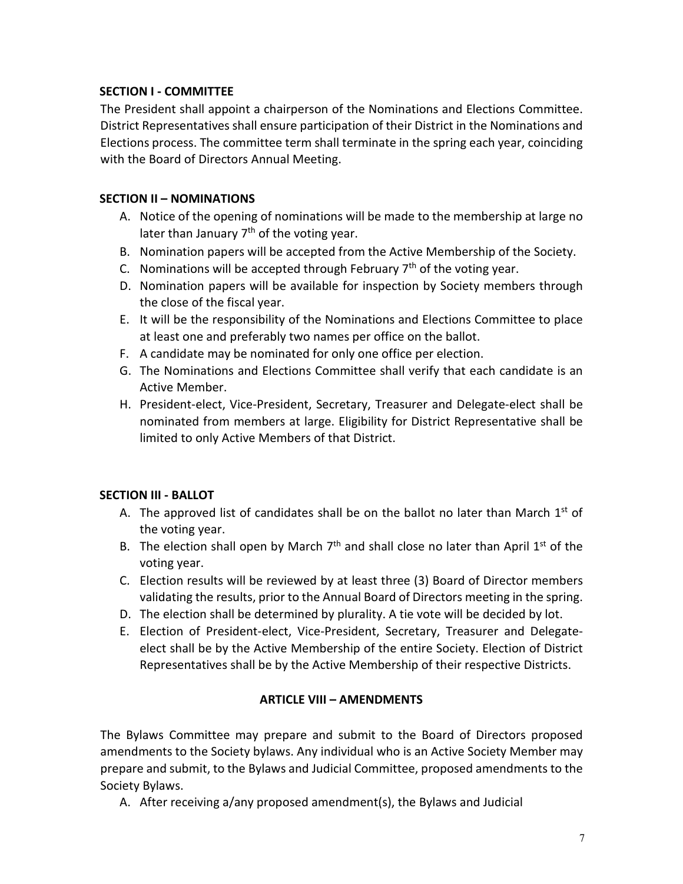### SECTION I - COMMITTEE

The President shall appoint a chairperson of the Nominations and Elections Committee. District Representatives shall ensure participation of their District in the Nominations and Elections process. The committee term shall terminate in the spring each year, coinciding with the Board of Directors Annual Meeting.

### SECTION II – NOMINATIONS

A. Notice of the opening of nominations will be made to the membership at large no later than January 7th of the voting year.
B. Nomination papers will be accepted from the Active Membership of the Society.
C. Nominations will be accepted through February 7th of the voting year.
D. Nomination papers will be available for inspection by Society members through the close of the fiscal year.
E. It will be the responsibility of the Nominations and Elections Committee to place at least one and preferably two names per office on the ballot.
F. A candidate may be nominated for only one office per election.
G. The Nominations and Elections Committee shall verify that each candidate is an Active Member.
H. President-elect, Vice-President, Secretary, Treasurer and Delegate-elect shall be nominated from members at large. Eligibility for District Representative shall be limited to only Active Members of that District.

### SECTION III - BALLOT

A. The approved list of candidates shall be on the ballot no later than March 1st of the voting year.
B. The election shall open by March 7th and shall close no later than April 1st of the voting year.
C. Election results will be reviewed by at least three (3) Board of Director members validating the results, prior to the Annual Board of Directors meeting in the spring.
D. The election shall be determined by plurality. A tie vote will be decided by lot.
E. Election of President-elect, Vice-President, Secretary, Treasurer and Delegate-elect shall be by the Active Membership of the entire Society. Election of District Representatives shall be by the Active Membership of their respective Districts.

## ARTICLE VIII – AMENDMENTS

The Bylaws Committee may prepare and submit to the Board of Directors proposed amendments to the Society bylaws. Any individual who is an Active Society Member may prepare and submit, to the Bylaws and Judicial Committee, proposed amendments to the Society Bylaws.

A. After receiving a/any proposed amendment(s), the Bylaws and Judicial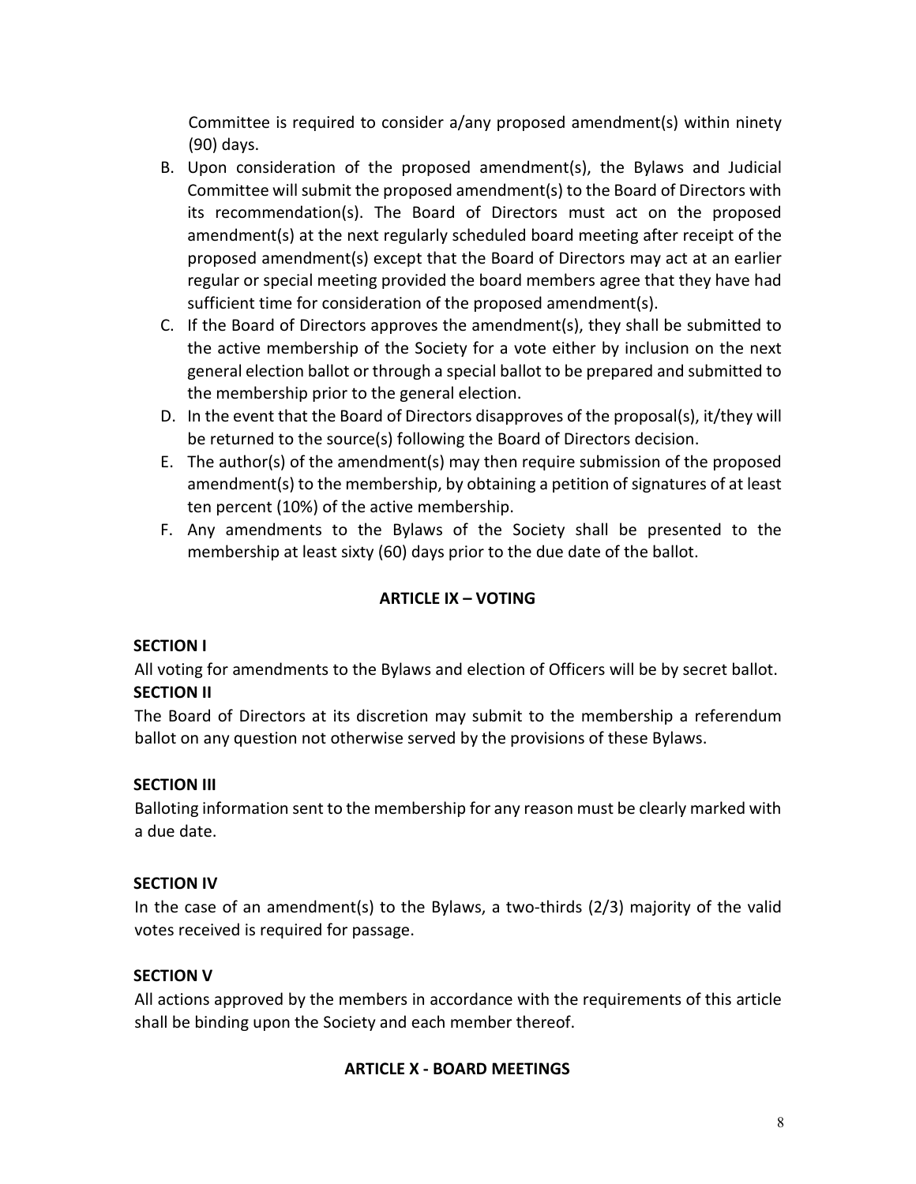Committee is required to consider a/any proposed amendment(s) within ninety (90) days.

B. Upon consideration of the proposed amendment(s), the Bylaws and Judicial Committee will submit the proposed amendment(s) to the Board of Directors with its recommendation(s). The Board of Directors must act on the proposed amendment(s) at the next regularly scheduled board meeting after receipt of the proposed amendment(s) except that the Board of Directors may act at an earlier regular or special meeting provided the board members agree that they have had sufficient time for consideration of the proposed amendment(s).
C. If the Board of Directors approves the amendment(s), they shall be submitted to the active membership of the Society for a vote either by inclusion on the next general election ballot or through a special ballot to be prepared and submitted to the membership prior to the general election.
D. In the event that the Board of Directors disapproves of the proposal(s), it/they will be returned to the source(s) following the Board of Directors decision.
E. The author(s) of the amendment(s) may then require submission of the proposed amendment(s) to the membership, by obtaining a petition of signatures of at least ten percent (10%) of the active membership.
F. Any amendments to the Bylaws of the Society shall be presented to the membership at least sixty (60) days prior to the due date of the ballot.

## ARTICLE IX – VOTING

**SECTION I**

All voting for amendments to the Bylaws and election of Officers will be by secret ballot.

**SECTION II**

The Board of Directors at its discretion may submit to the membership a referendum ballot on any question not otherwise served by the provisions of these Bylaws.

**SECTION III**

Balloting information sent to the membership for any reason must be clearly marked with a due date.

**SECTION IV**

In the case of an amendment(s) to the Bylaws, a two-thirds (2/3) majority of the valid votes received is required for passage.

**SECTION V**

All actions approved by the members in accordance with the requirements of this article shall be binding upon the Society and each member thereof.

## ARTICLE X - BOARD MEETINGS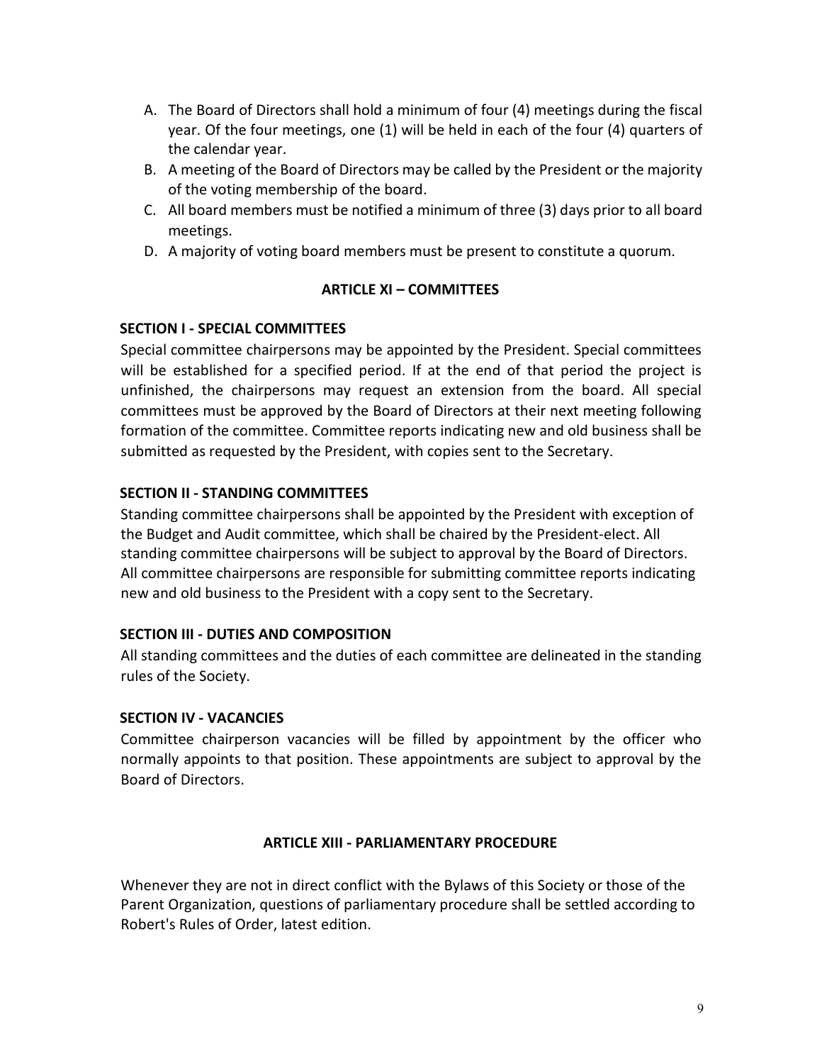A. The Board of Directors shall hold a minimum of four (4) meetings during the fiscal year. Of the four meetings, one (1) will be held in each of the four (4) quarters of the calendar year.
B. A meeting of the Board of Directors may be called by the President or the majority of the voting membership of the board.
C. All board members must be notified a minimum of three (3) days prior to all board meetings.
D. A majority of voting board members must be present to constitute a quorum.

## ARTICLE XI – COMMITTEES

### SECTION I - SPECIAL COMMITTEES

Special committee chairpersons may be appointed by the President. Special committees will be established for a specified period. If at the end of that period the project is unfinished, the chairpersons may request an extension from the board. All special committees must be approved by the Board of Directors at their next meeting following formation of the committee. Committee reports indicating new and old business shall be submitted as requested by the President, with copies sent to the Secretary.

### SECTION II - STANDING COMMITTEES

Standing committee chairpersons shall be appointed by the President with exception of the Budget and Audit committee, which shall be chaired by the President-elect. All standing committee chairpersons will be subject to approval by the Board of Directors. All committee chairpersons are responsible for submitting committee reports indicating new and old business to the President with a copy sent to the Secretary.

### SECTION III - DUTIES AND COMPOSITION

All standing committees and the duties of each committee are delineated in the standing rules of the Society.

### SECTION IV - VACANCIES

Committee chairperson vacancies will be filled by appointment by the officer who normally appoints to that position. These appointments are subject to approval by the Board of Directors.

## ARTICLE XIII - PARLIAMENTARY PROCEDURE

Whenever they are not in direct conflict with the Bylaws of this Society or those of the Parent Organization, questions of parliamentary procedure shall be settled according to Robert's Rules of Order, latest edition.